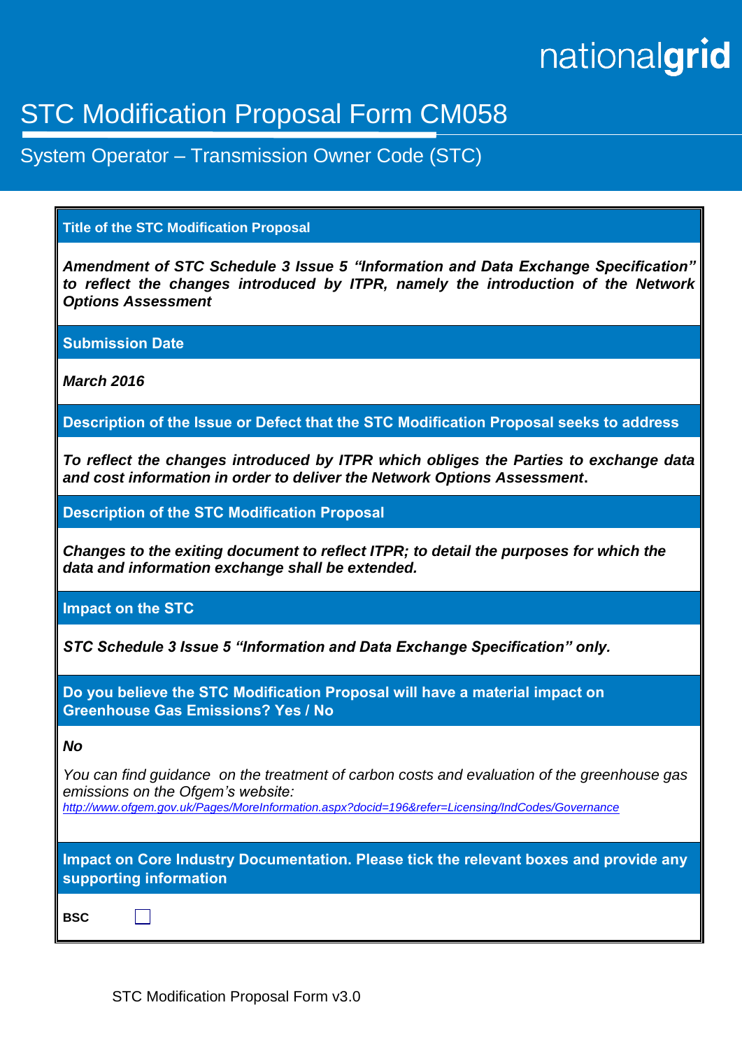nationalgrid

# STC Modification Proposal Form CM058

## System Operator – Transmission Owner Code (STC)

**Title of the STC Modification Proposal**

***Amendment of STC Schedule 3 Issue 5 "Information and Data Exchange Specification" to reflect the changes introduced by ITPR, namely the introduction of the Network Options Assessment***

**Submission Date**

***March 2016***

**Description of the Issue or Defect that the STC Modification Proposal seeks to address**

***To reflect the changes introduced by ITPR which obliges the Parties to exchange data and cost information in order to deliver the Network Options Assessment.***

**Description of the STC Modification Proposal**

***Changes to the exiting document to reflect ITPR; to detail the purposes for which the data and information exchange shall be extended.***

**Impact on the STC**

***STC Schedule 3 Issue 5 "Information and Data Exchange Specification" only.***

**Do you believe the STC Modification Proposal will have a material impact on Greenhouse Gas Emissions? Yes / No**

***No***

*You can find guidance on the treatment of carbon costs and evaluation of the greenhouse gas emissions on the Ofgem's website:*
*http://www.ofgem.gov.uk/Pages/MoreInformation.aspx?docid=196&refer=Licensing/IndCodes/Governance*

**Impact on Core Industry Documentation. Please tick the relevant boxes and provide any supporting information**

**BSC** ☐

STC Modification Proposal Form v3.0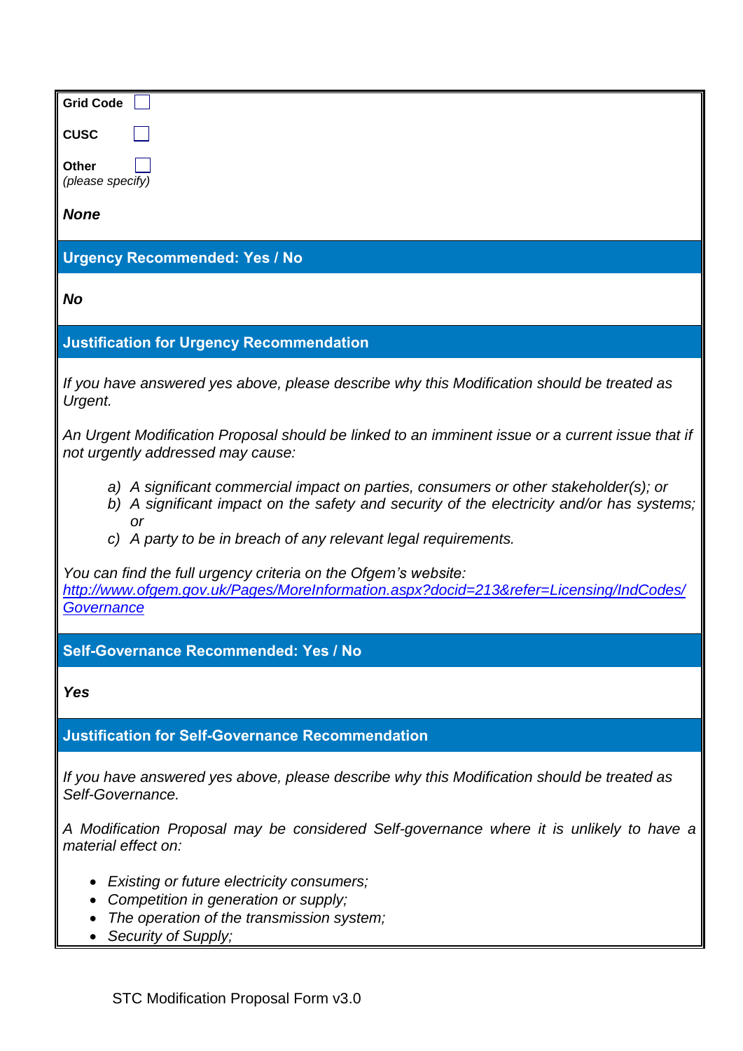**Grid Code** ☐

**CUSC** ☐

**Other** ☐
*(please specify)*

***None***

## Urgency Recommended: Yes / No

***No***

## Justification for Urgency Recommendation

*If you have answered yes above, please describe why this Modification should be treated as Urgent.*

*An Urgent Modification Proposal should be linked to an imminent issue or a current issue that if not urgently addressed may cause:*

*a) A significant commercial impact on parties, consumers or other stakeholder(s); or*
*b) A significant impact on the safety and security of the electricity and/or has systems; or*
*c) A party to be in breach of any relevant legal requirements.*

*You can find the full urgency criteria on the Ofgem's website:*
*[http://www.ofgem.gov.uk/Pages/MoreInformation.aspx?docid=213&refer=Licensing/IndCodes/Governance](http://www.ofgem.gov.uk/Pages/MoreInformation.aspx?docid=213&refer=Licensing/IndCodes/Governance)*

## Self-Governance Recommended: Yes / No

***Yes***

## Justification for Self-Governance Recommendation

*If you have answered yes above, please describe why this Modification should be treated as Self-Governance.*

*A Modification Proposal may be considered Self-governance where it is unlikely to have a material effect on:*

- *Existing or future electricity consumers;*
- *Competition in generation or supply;*
- *The operation of the transmission system;*
- *Security of Supply;*

STC Modification Proposal Form v3.0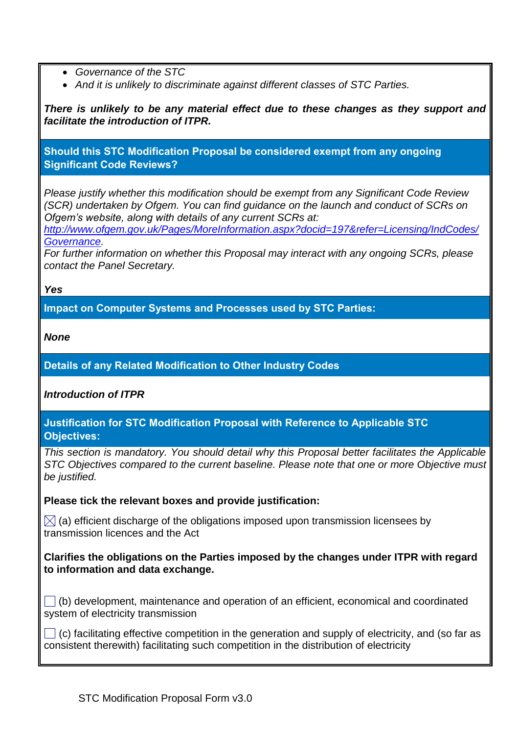- *Governance of the STC*
- *And it is unlikely to discriminate against different classes of STC Parties.*

***There is unlikely to be any material effect due to these changes as they support and facilitate the introduction of ITPR.***

**Should this STC Modification Proposal be considered exempt from any ongoing Significant Code Reviews?**

*Please justify whether this modification should be exempt from any Significant Code Review (SCR) undertaken by Ofgem. You can find guidance on the launch and conduct of SCRs on Ofgem's website, along with details of any current SCRs at: [http://www.ofgem.gov.uk/Pages/MoreInformation.aspx?docid=197&refer=Licensing/IndCodes/Governance](http://www.ofgem.gov.uk/Pages/MoreInformation.aspx?docid=197&refer=Licensing/IndCodes/Governance).*
*For further information on whether this Proposal may interact with any ongoing SCRs, please contact the Panel Secretary.*

***Yes***

**Impact on Computer Systems and Processes used by STC Parties:**

***None***

**Details of any Related Modification to Other Industry Codes**

***Introduction of ITPR***

**Justification for STC Modification Proposal with Reference to Applicable STC Objectives:**

*This section is mandatory. You should detail why this Proposal better facilitates the Applicable STC Objectives compared to the current baseline. Please note that one or more Objective must be justified.*

**Please tick the relevant boxes and provide justification:**

☒ (a) efficient discharge of the obligations imposed upon transmission licensees by transmission licences and the Act

**Clarifies the obligations on the Parties imposed by the changes under ITPR with regard to information and data exchange.**

☐ (b) development, maintenance and operation of an efficient, economical and coordinated system of electricity transmission

☐ (c) facilitating effective competition in the generation and supply of electricity, and (so far as consistent therewith) facilitating such competition in the distribution of electricity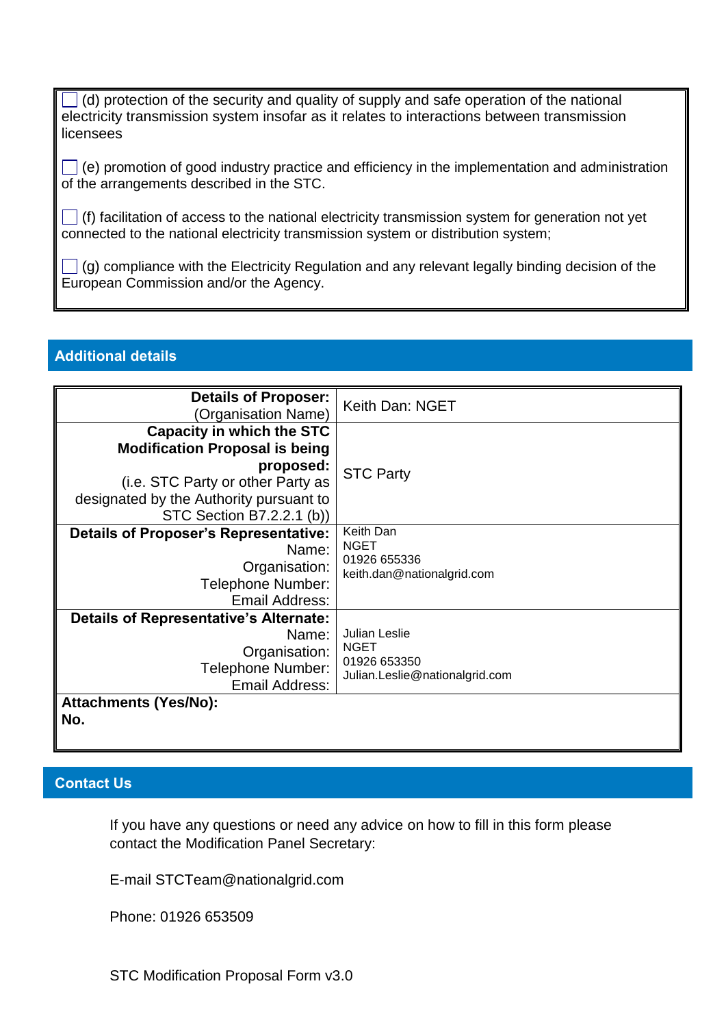☐ (d) protection of the security and quality of supply and safe operation of the national electricity transmission system insofar as it relates to interactions between transmission licensees

☐ (e) promotion of good industry practice and efficiency in the implementation and administration of the arrangements described in the STC.

☐ (f) facilitation of access to the national electricity transmission system for generation not yet connected to the national electricity transmission system or distribution system;

☐ (g) compliance with the Electricity Regulation and any relevant legally binding decision of the European Commission and/or the Agency.

## Additional details

| **Details of Proposer:** (Organisation Name) | Keith Dan: NGET |
|---|---|
| **Capacity in which the STC Modification Proposal is being proposed:** (i.e. STC Party or other Party as designated by the Authority pursuant to STC Section B7.2.2.1 (b)) | STC Party |
| **Details of Proposer's Representative:** Name: Organisation: Telephone Number: Email Address: | Keith Dan NGET 01926 655336 keith.dan@nationalgrid.com |
| **Details of Representative's Alternate:** Name: Organisation: Telephone Number: Email Address: | Julian Leslie NGET 01926 653350 Julian.Leslie@nationalgrid.com |
| **Attachments (Yes/No):** **No.** | |

## Contact Us

If you have any questions or need any advice on how to fill in this form please contact the Modification Panel Secretary:

E-mail STCTeam@nationalgrid.com

Phone: 01926 653509

STC Modification Proposal Form v3.0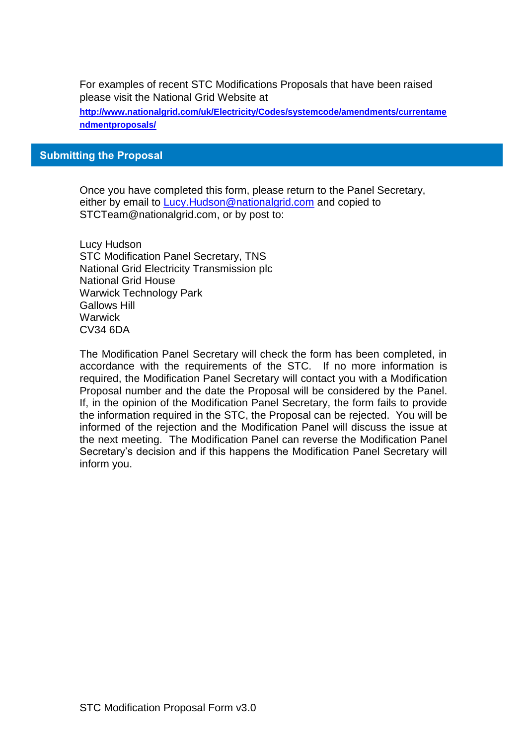For examples of recent STC Modifications Proposals that have been raised please visit the National Grid Website at

**http://www.nationalgrid.com/uk/Electricity/Codes/systemcode/amendments/currentamendmentproposals/**

## Submitting the Proposal

Once you have completed this form, please return to the Panel Secretary, either by email to Lucy.Hudson@nationalgrid.com and copied to STCTeam@nationalgrid.com, or by post to:

Lucy Hudson
STC Modification Panel Secretary, TNS
National Grid Electricity Transmission plc
National Grid House
Warwick Technology Park
Gallows Hill
Warwick
CV34 6DA

The Modification Panel Secretary will check the form has been completed, in accordance with the requirements of the STC. If no more information is required, the Modification Panel Secretary will contact you with a Modification Proposal number and the date the Proposal will be considered by the Panel. If, in the opinion of the Modification Panel Secretary, the form fails to provide the information required in the STC, the Proposal can be rejected. You will be informed of the rejection and the Modification Panel will discuss the issue at the next meeting. The Modification Panel can reverse the Modification Panel Secretary's decision and if this happens the Modification Panel Secretary will inform you.